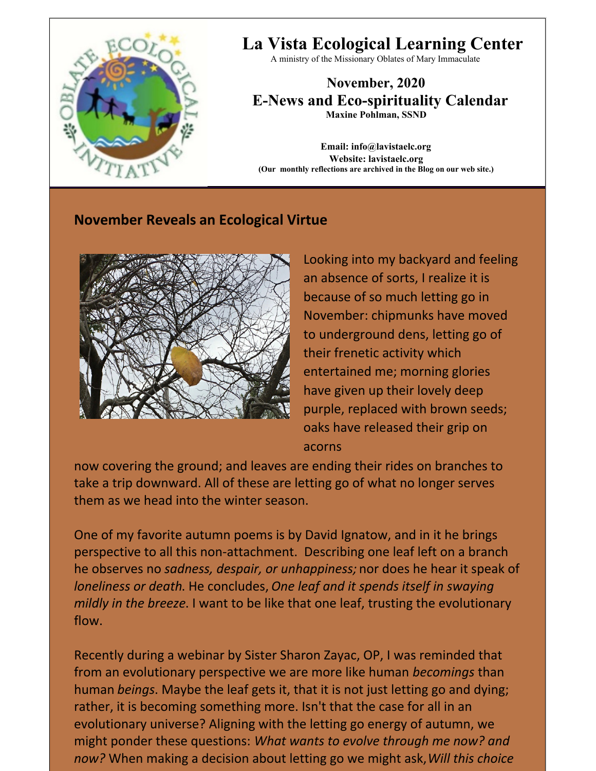# La Vista Ecological Learning Center

A ministry of the Missionary Oblates of Mary Immaculate

**November, 2020**

**E-News and Eco-spirituality Calendar**

**Maxine Pohlman, SSND**

**Email: info@lavistaelc.org**
**Website: lavistaelc.org**
**(Our monthly reflections are archived in the Blog on our web site.)**

## November Reveals an Ecological Virtue

Looking into my backyard and feeling an absence of sorts, I realize it is because of so much letting go in November: chipmunks have moved to underground dens, letting go of their frenetic activity which entertained me; morning glories have given up their lovely deep purple, replaced with brown seeds; oaks have released their grip on acorns now covering the ground; and leaves are ending their rides on branches to take a trip downward. All of these are letting go of what no longer serves them as we head into the winter season.

One of my favorite autumn poems is by David Ignatow, and in it he brings perspective to all this non-attachment. Describing one leaf left on a branch he observes no *sadness, despair, or unhappiness;* nor does he hear it speak of *loneliness or death*. He concludes, *One leaf and it spends itself in swaying mildly in the breeze*. I want to be like that one leaf, trusting the evolutionary flow.

Recently during a webinar by Sister Sharon Zayac, OP, I was reminded that from an evolutionary perspective we are more like human *becomings* than human *beings*. Maybe the leaf gets it, that it is not just letting go and dying; rather, it is becoming something more. Isn't that the case for all in an evolutionary universe? Aligning with the letting go energy of autumn, we might ponder these questions: *What wants to evolve through me now? and now?* When making a decision about letting go we might ask, *Will this choice*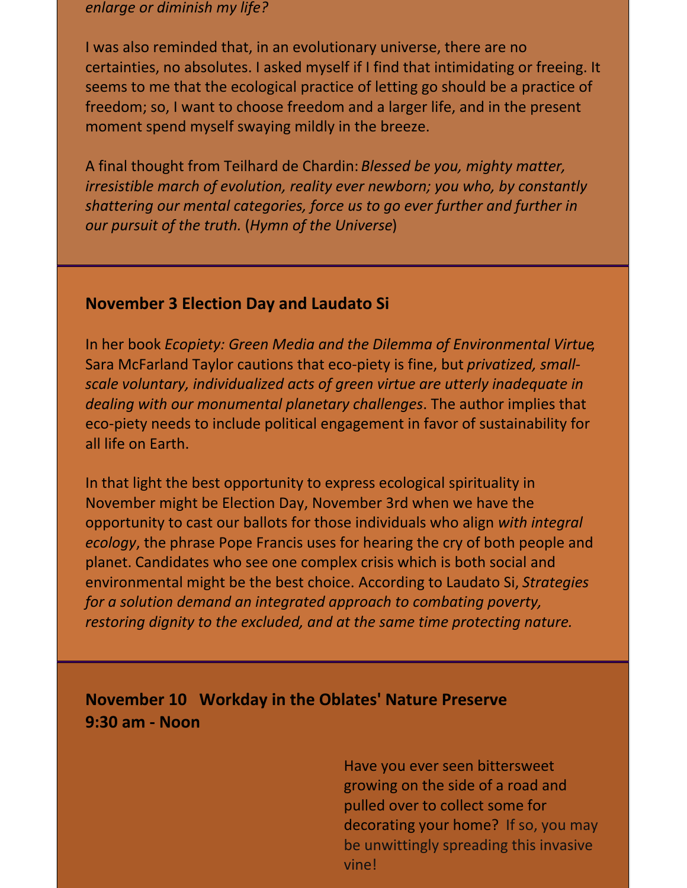*enlarge or diminish my life?*

I was also reminded that, in an evolutionary universe, there are no certainties, no absolutes. I asked myself if I find that intimidating or freeing. It seems to me that the ecological practice of letting go should be a practice of freedom; so, I want to choose freedom and a larger life, and in the present moment spend myself swaying mildly in the breeze.

A final thought from Teilhard de Chardin: *Blessed be you, mighty matter, irresistible march of evolution, reality ever newborn; you who, by constantly shattering our mental categories, force us to go ever further and further in our pursuit of the truth.* (*Hymn of the Universe*)

**November 3 Election Day and Laudato Si**

In her book *Ecopiety: Green Media and the Dilemma of Environmental Virtue*, Sara McFarland Taylor cautions that eco-piety is fine, but *privatized, small-scale voluntary, individualized acts of green virtue are utterly inadequate in dealing with our monumental planetary challenges*. The author implies that eco-piety needs to include political engagement in favor of sustainability for all life on Earth.

In that light the best opportunity to express ecological spirituality in November might be Election Day, November 3rd when we have the opportunity to cast our ballots for those individuals who align *with integral ecology*, the phrase Pope Francis uses for hearing the cry of both people and planet. Candidates who see one complex crisis which is both social and environmental might be the best choice. According to Laudato Si, *Strategies for a solution demand an integrated approach to combating poverty, restoring dignity to the excluded, and at the same time protecting nature.*

**November 10 Workday in the Oblates' Nature Preserve**
**9:30 am - Noon**

Have you ever seen bittersweet growing on the side of a road and pulled over to collect some for decorating your home? If so, you may be unwittingly spreading this invasive vine!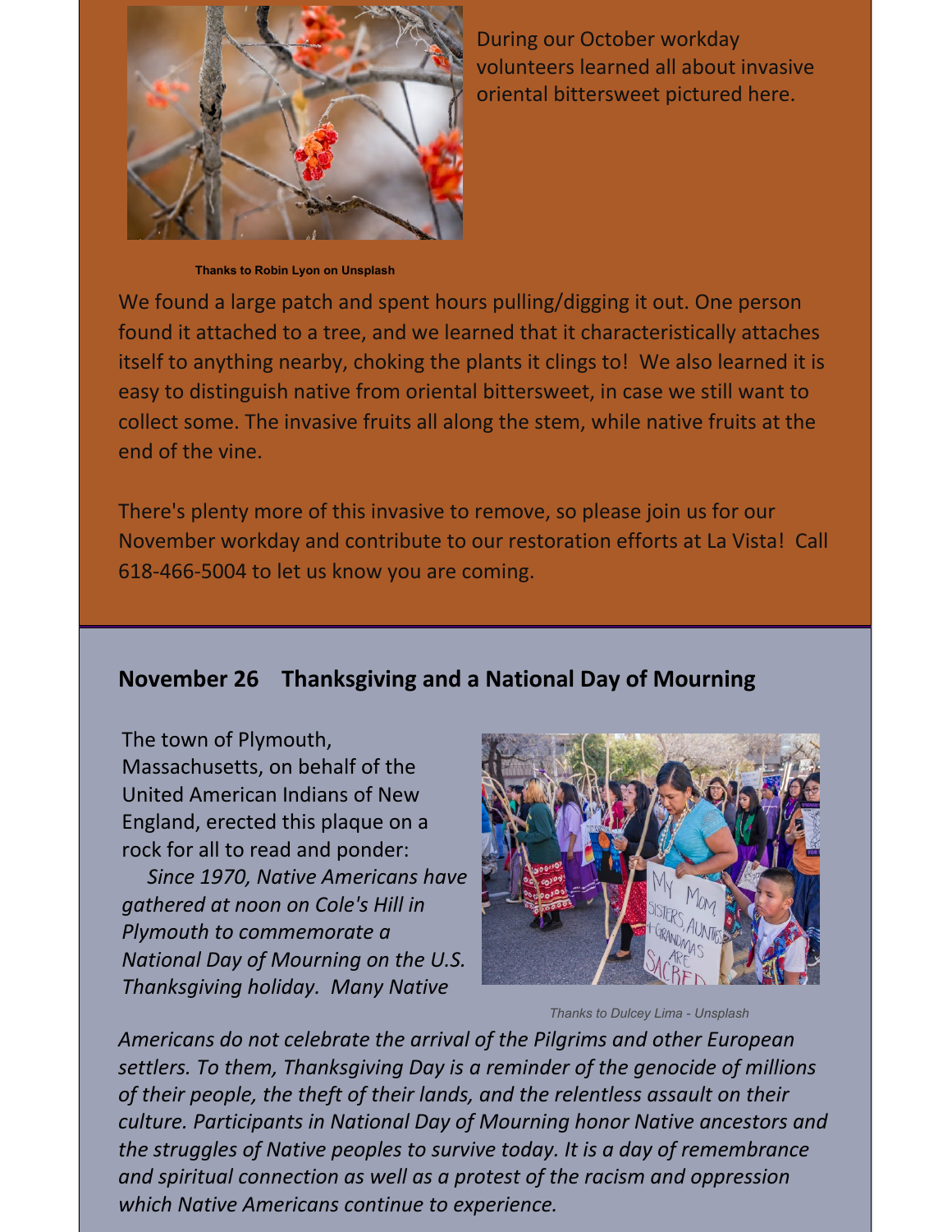During our October workday volunteers learned all about invasive oriental bittersweet pictured here.

**Thanks to Robin Lyon on Unsplash**

We found a large patch and spent hours pulling/digging it out. One person found it attached to a tree, and we learned that it characteristically attaches itself to anything nearby, choking the plants it clings to! We also learned it is easy to distinguish native from oriental bittersweet, in case we still want to collect some. The invasive fruits all along the stem, while native fruits at the end of the vine.

There's plenty more of this invasive to remove, so please join us for our November workday and contribute to our restoration efforts at La Vista! Call 618-466-5004 to let us know you are coming.

## November 26 Thanksgiving and a National Day of Mourning

The town of Plymouth, Massachusetts, on behalf of the United American Indians of New England, erected this plaque on a rock for all to read and ponder:

*Since 1970, Native Americans have gathered at noon on Cole's Hill in Plymouth to commemorate a National Day of Mourning on the U.S. Thanksgiving holiday. Many Native Americans do not celebrate the arrival of the Pilgrims and other European settlers. To them, Thanksgiving Day is a reminder of the genocide of millions of their people, the theft of their lands, and the relentless assault on their culture. Participants in National Day of Mourning honor Native ancestors and the struggles of Native peoples to survive today. It is a day of remembrance and spiritual connection as well as a protest of the racism and oppression which Native Americans continue to experience.*

*Thanks to Dulcey Lima - Unsplash*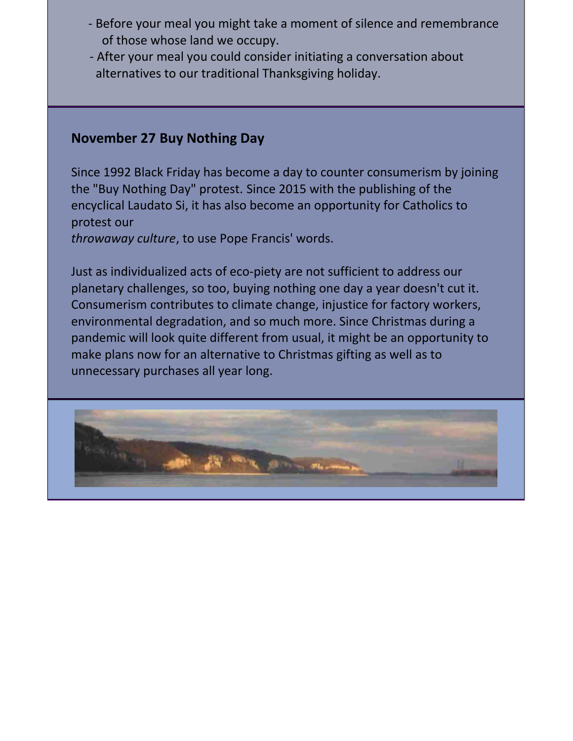- Before your meal you might take a moment of silence and remembrance of those whose land we occupy.
- After your meal you could consider initiating a conversation about alternatives to our traditional Thanksgiving holiday.

**November 27 Buy Nothing Day**

Since 1992 Black Friday has become a day to counter consumerism by joining the "Buy Nothing Day" protest. Since 2015 with the publishing of the encyclical Laudato Si, it has also become an opportunity for Catholics to protest our *throwaway culture*, to use Pope Francis' words.

Just as individualized acts of eco-piety are not sufficient to address our planetary challenges, so too, buying nothing one day a year doesn't cut it. Consumerism contributes to climate change, injustice for factory workers, environmental degradation, and so much more. Since Christmas during a pandemic will look quite different from usual, it might be an opportunity to make plans now for an alternative to Christmas gifting as well as to unnecessary purchases all year long.